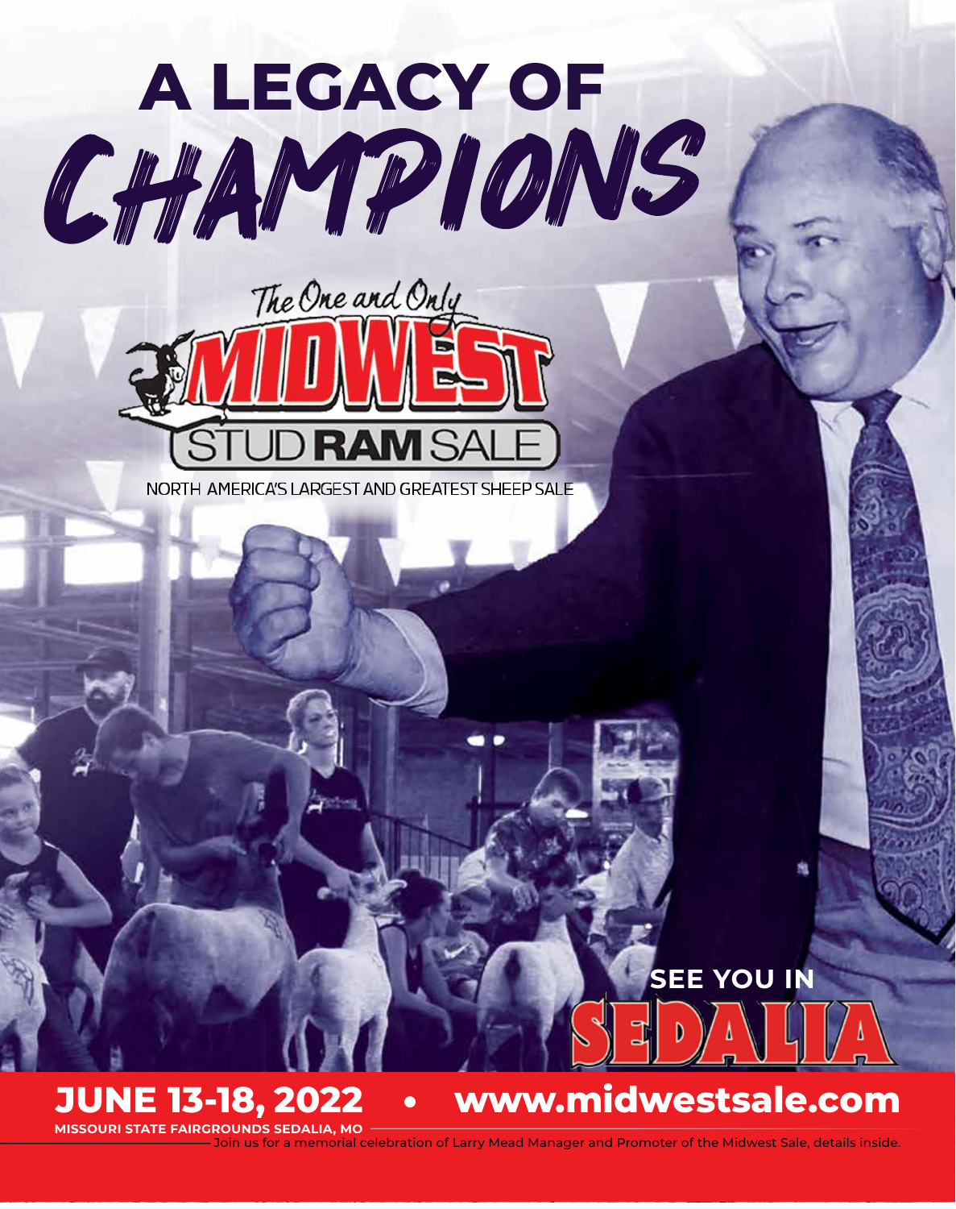# A LEGACY OF CHAMPIONS

The One and Only

## MIDWEST STUD RAM SALE

NORTH AMERICA'S LARGEST AND GREATEST SHEEP SALE

SEE YOU IN **SEDALIA**

**JUNE 13-18, 2022 • www.midwestsale.com**

**MISSOURI STATE FAIRGROUNDS SEDALIA, MO**

Join us for a memorial celebration of Larry Mead Manager and Promoter of the Midwest Sale, details inside.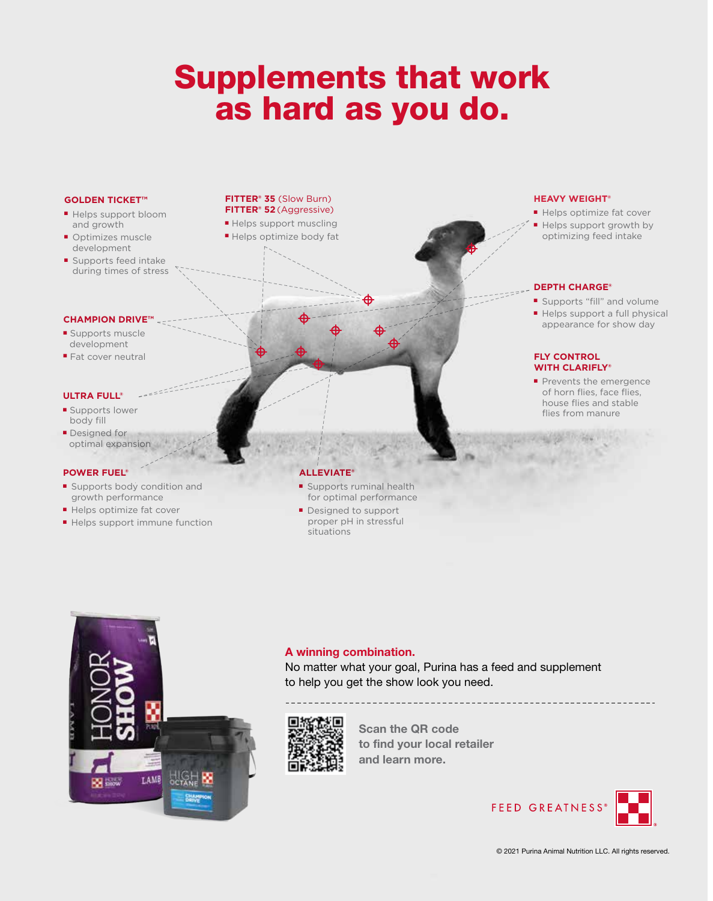# Supplements that work as hard as you do.

**GOLDEN TICKET™**

- Helps support bloom and growth
- Optimizes muscle development
- Supports feed intake during times of stress

**FITTER® 35** (Slow Burn)
**FITTER® 52** (Aggressive)

- Helps support muscling
- Helps optimize body fat

**HEAVY WEIGHT®**

- Helps optimize fat cover
- Helps support growth by optimizing feed intake

**CHAMPION DRIVE™**

- Supports muscle development
- Fat cover neutral

**DEPTH CHARGE®**

- Supports "fill" and volume
- Helps support a full physical appearance for show day

**FLY CONTROL WITH CLARIFLY®**

- Prevents the emergence of horn flies, face flies, house flies and stable flies from manure

**ULTRA FULL®**

- Supports lower body fill
- Designed for optimal expansion

**POWER FUEL®**

- Supports body condition and growth performance
- Helps optimize fat cover
- Helps support immune function

**ALLEVIATE®**

- Supports ruminal health for optimal performance
- Designed to support proper pH in stressful situations

**A winning combination.**

No matter what your goal, Purina has a feed and supplement to help you get the show look you need.

**Scan the QR code to find your local retailer and learn more.**

FEED GREATNESS®

© 2021 Purina Animal Nutrition LLC. All rights reserved.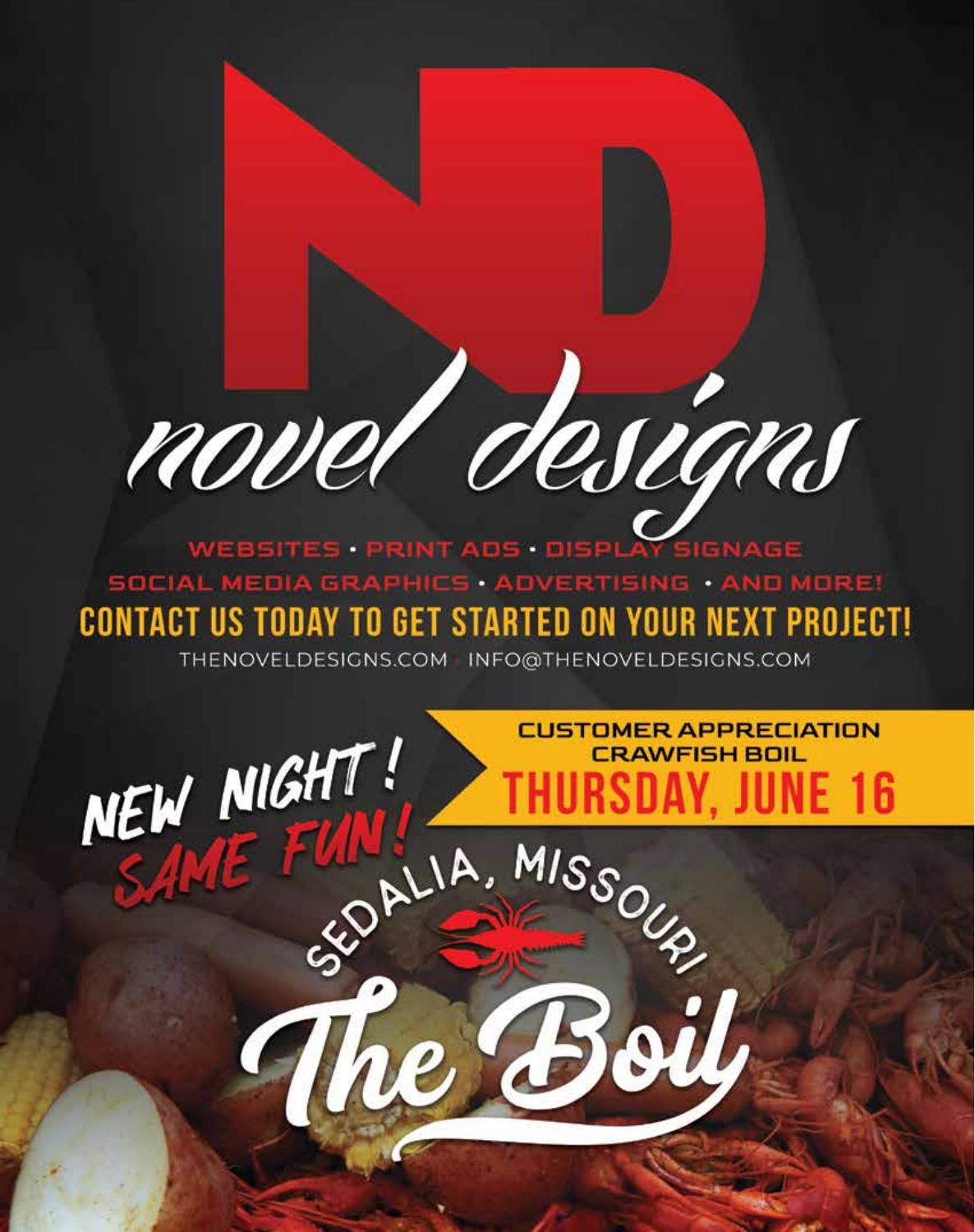# ND

## novel designs

WEBSITES · PRINT ADS · DISPLAY SIGNAGE
SOCIAL MEDIA GRAPHICS · ADVERTISING · AND MORE!

**CONTACT US TODAY TO GET STARTED ON YOUR NEXT PROJECT!**

THENOVELDESIGNS.COM · INFO@THENOVELDESIGNS.COM

NEW NIGHT! SAME FUN!

**CUSTOMER APPRECIATION CRAWFISH BOIL**

**THURSDAY, JUNE 16**

SEDALIA, MISSOURI

## The Boil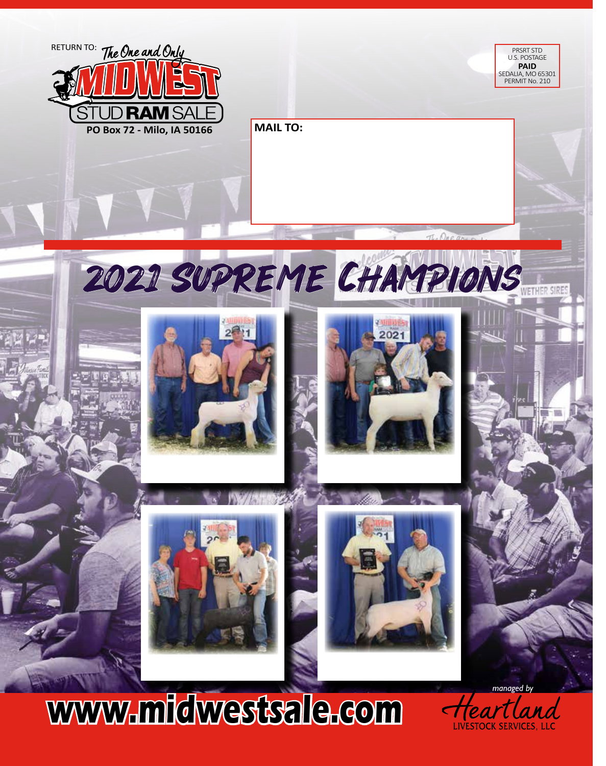RETURN TO: The One and Only

MIDWEST STUD RAM SALE

PO Box 72 - Milo, IA 50166

PRSRT STD
U.S. POSTAGE
**PAID**
SEDALIA, MO 65301
PERMIT No. 210

**MAIL TO:**

# 2021 SUPREME CHAMPIONS

# www.midwestsale.com

*managed by*

Heartland LIVESTOCK SERVICES, LLC